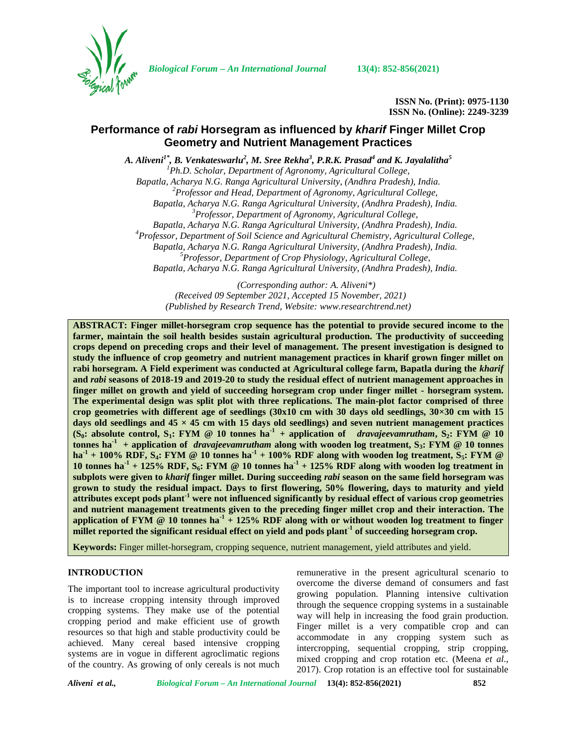ISSN No. (Print): 0975-1130
ISSN No. (Online): 2249-3239

# Performance of *rabi* Horsegram as influenced by *kharif* Finger Millet Crop Geometry and Nutrient Management Practices

*A. Aliveni[1*], B. Venkateswarlu[2], M. Sree Rekha[3], P.R.K. Prasad[4] and K. Jayalalitha[5]*

[1]*Ph.D. Scholar, Department of Agronomy, Agricultural College, Bapatla, Acharya N.G. Ranga Agricultural University, (Andhra Pradesh), India.*
[2]*Professor and Head, Department of Agronomy, Agricultural College, Bapatla, Acharya N.G. Ranga Agricultural University, (Andhra Pradesh), India.*
[3]*Professor, Department of Agronomy, Agricultural College, Bapatla, Acharya N.G. Ranga Agricultural University, (Andhra Pradesh), India.*
[4]*Professor, Department of Soil Science and Agricultural Chemistry, Agricultural College, Bapatla, Acharya N.G. Ranga Agricultural University, (Andhra Pradesh), India.*
[5]*Professor, Department of Crop Physiology, Agricultural College, Bapatla, Acharya N.G. Ranga Agricultural University, (Andhra Pradesh), India.*

*(Corresponding author: A. Aliveni\*)*
*(Received 09 September 2021, Accepted 15 November, 2021)*
*(Published by Research Trend, Website: www.researchtrend.net)*

**ABSTRACT: Finger millet-horsegram crop sequence has the potential to provide secured income to the farmer, maintain the soil health besides sustain agricultural production. The productivity of succeeding crops depend on preceding crops and their level of management. The present investigation is designed to study the influence of crop geometry and nutrient management practices in kharif grown finger millet on rabi horsegram. A Field experiment was conducted at Agricultural college farm, Bapatla during the *kharif* and *rabi* seasons of 2018-19 and 2019-20 to study the residual effect of nutrient management approaches in finger millet on growth and yield of succeeding horsegram crop under finger millet - horsegram system. The experimental design was split plot with three replications. The main-plot factor comprised of three crop geometries with different age of seedlings (30x10 cm with 30 days old seedlings, 30×30 cm with 15 days old seedlings and 45 × 45 cm with 15 days old seedlings) and seven nutrient management practices ($S_0$: absolute control, $S_1$: FYM @ 10 tonnes ha$^{-1}$ + application of *dravajeevamrutham*, $S_2$: FYM @ 10 tonnes ha$^{-1}$ + application of *dravajeevamrutham* along with wooden log treatment, $S_3$: FYM @ 10 tonnes ha$^{-1}$ + 100% RDF, $S_4$: FYM @ 10 tonnes ha$^{-1}$ + 100% RDF along with wooden log treatment, $S_5$: FYM @ 10 tonnes ha$^{-1}$ + 125% RDF, $S_6$: FYM @ 10 tonnes ha$^{-1}$ + 125% RDF along with wooden log treatment in subplots were given to *kharif* finger millet. During succeeding *rabi* season on the same field horsegram was grown to study the residual impact. Days to first flowering, 50% flowering, days to maturity and yield attributes except pods plant$^{-1}$ were not influenced significantly by residual effect of various crop geometries and nutrient management treatments given to the preceding finger millet crop and their interaction. The application of FYM @ 10 tonnes ha$^{-1}$ + 125% RDF along with or without wooden log treatment to finger millet reported the significant residual effect on yield and pods plant$^{-1}$ of succeeding horsegram crop.**

**Keywords:** Finger millet-horsegram, cropping sequence, nutrient management, yield attributes and yield.

## INTRODUCTION

The important tool to increase agricultural productivity is to increase cropping intensity through improved cropping systems. They make use of the potential cropping period and make efficient use of growth resources so that high and stable productivity could be achieved. Many cereal based intensive cropping systems are in vogue in different agroclimatic regions of the country. As growing of only cereals is not much remunerative in the present agricultural scenario to overcome the diverse demand of consumers and fast growing population. Planning intensive cultivation through the sequence cropping systems in a sustainable way will help in increasing the food grain production. Finger millet is a very compatible crop and can accommodate in any cropping system such as intercropping, sequential cropping, strip cropping, mixed cropping and crop rotation etc. (Meena *et al*., 2017). Crop rotation is an effective tool for sustainable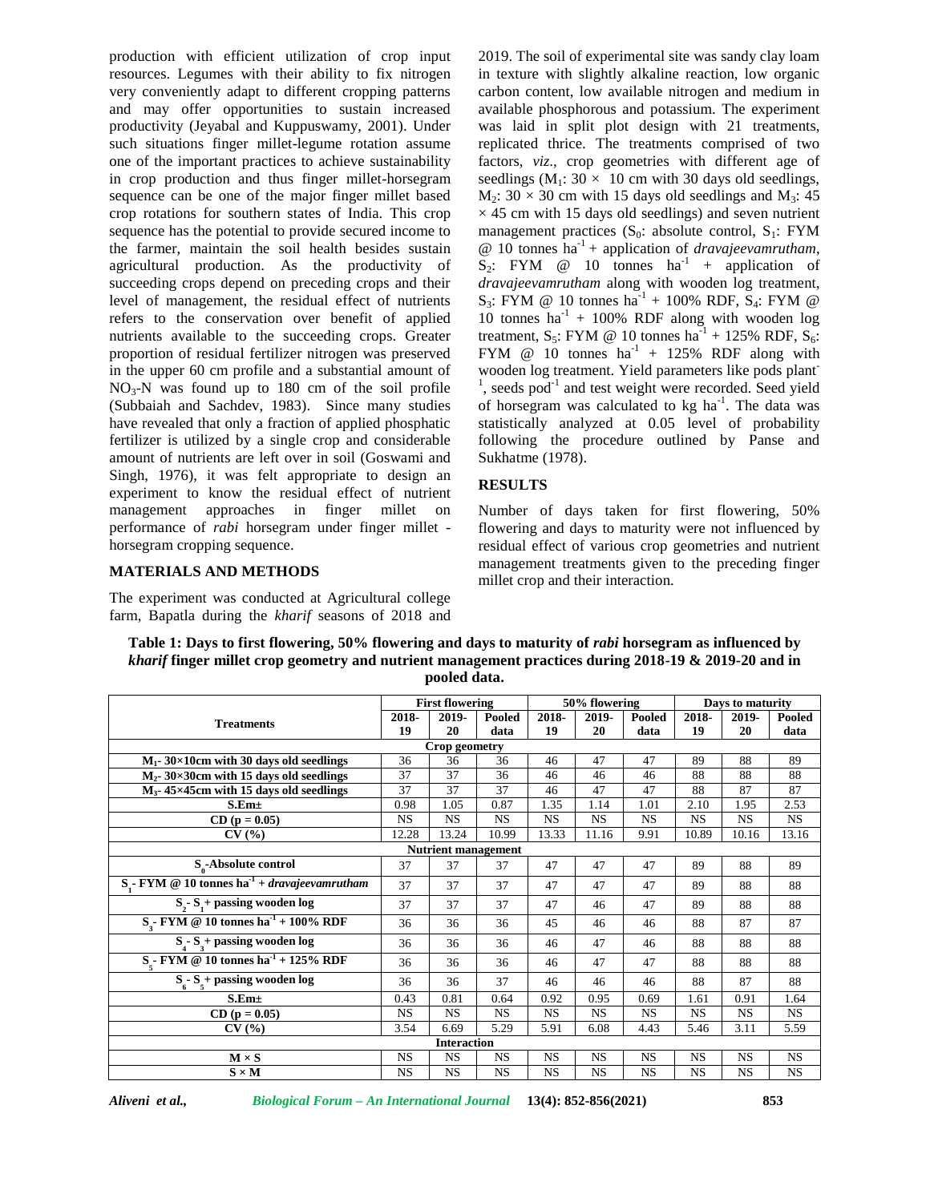production with efficient utilization of crop input resources. Legumes with their ability to fix nitrogen very conveniently adapt to different cropping patterns and may offer opportunities to sustain increased productivity (Jeyabal and Kuppuswamy, 2001). Under such situations finger millet-legume rotation assume one of the important practices to achieve sustainability in crop production and thus finger millet-horsegram sequence can be one of the major finger millet based crop rotations for southern states of India. This crop sequence has the potential to provide secured income to the farmer, maintain the soil health besides sustain agricultural production. As the productivity of succeeding crops depend on preceding crops and their level of management, the residual effect of nutrients refers to the conservation over benefit of applied nutrients available to the succeeding crops. Greater proportion of residual fertilizer nitrogen was preserved in the upper 60 cm profile and a substantial amount of $NO_3$-N was found up to 180 cm of the soil profile (Subbaiah and Sachdev, 1983). Since many studies have revealed that only a fraction of applied phosphatic fertilizer is utilized by a single crop and considerable amount of nutrients are left over in soil (Goswami and Singh, 1976), it was felt appropriate to design an experiment to know the residual effect of nutrient management approaches in finger millet on performance of *rabi* horsegram under finger millet - horsegram cropping sequence.

## MATERIALS AND METHODS

The experiment was conducted at Agricultural college farm, Bapatla during the *kharif* seasons of 2018 and 2019. The soil of experimental site was sandy clay loam in texture with slightly alkaline reaction, low organic carbon content, low available nitrogen and medium in available phosphorous and potassium. The experiment was laid in split plot design with 21 treatments, replicated thrice. The treatments comprised of two factors, *viz*., crop geometries with different age of seedlings ($M_1$: 30 × 10 cm with 30 days old seedlings, $M_2$: 30 × 30 cm with 15 days old seedlings and $M_3$: 45 × 45 cm with 15 days old seedlings) and seven nutrient management practices ($S_0$: absolute control, $S_1$: FYM @ 10 tonnes ha$^{-1}$ + application of *dravajeevamrutham*, $S_2$: FYM @ 10 tonnes ha$^{-1}$ + application of *dravajeevamrutham* along with wooden log treatment, $S_3$: FYM @ 10 tonnes ha$^{-1}$ + 100% RDF, $S_4$: FYM @ 10 tonnes ha$^{-1}$ + 100% RDF along with wooden log treatment, $S_5$: FYM @ 10 tonnes ha$^{-1}$ + 125% RDF, $S_6$: FYM @ 10 tonnes ha$^{-1}$ + 125% RDF along with wooden log treatment. Yield parameters like pods plant$^{-1}$, seeds pod$^{-1}$ and test weight were recorded. Seed yield of horsegram was calculated to kg ha$^{-1}$. The data was statistically analyzed at 0.05 level of probability following the procedure outlined by Panse and Sukhatme (1978).

## RESULTS

Number of days taken for first flowering, 50% flowering and days to maturity were not influenced by residual effect of various crop geometries and nutrient management treatments given to the preceding finger millet crop and their interaction.

**Table 1: Days to first flowering, 50% flowering and days to maturity of *rabi* horsegram as influenced by *kharif* finger millet crop geometry and nutrient management practices during 2018-19 & 2019-20 and in pooled data.**

| Treatments | First flowering | | | 50% flowering | | | Days to maturity | | |
|---|---|---|---|---|---|---|---|---|---|
| | 2018-19 | 2019-20 | Pooled data | 2018-19 | 2019-20 | Pooled data | 2018-19 | 2019-20 | Pooled data |
| **Crop geometry** | | | | | | | | | |
| $M_1$- 30×10cm with 30 days old seedlings | 36 | 36 | 36 | 46 | 47 | 47 | 89 | 88 | 89 |
| $M_2$- 30×30cm with 15 days old seedlings | 37 | 37 | 36 | 46 | 46 | 46 | 88 | 88 | 88 |
| $M_3$- 45×45cm with 15 days old seedlings | 37 | 37 | 37 | 46 | 47 | 47 | 88 | 87 | 87 |
| S.Em± | 0.98 | 1.05 | 0.87 | 1.35 | 1.14 | 1.01 | 2.10 | 1.95 | 2.53 |
| CD (p = 0.05) | NS | NS | NS | NS | NS | NS | NS | NS | NS |
| CV (%) | 12.28 | 13.24 | 10.99 | 13.33 | 11.16 | 9.91 | 10.89 | 10.16 | 13.16 |
| **Nutrient management** | | | | | | | | | |
| $S_0$-Absolute control | 37 | 37 | 37 | 47 | 47 | 47 | 89 | 88 | 89 |
| $S_1$- FYM @ 10 tonnes ha$^{-1}$ + *dravajeevamrutham* | 37 | 37 | 37 | 47 | 47 | 47 | 89 | 88 | 88 |
| $S_2$- $S_1$+ passing wooden log | 37 | 37 | 37 | 47 | 46 | 47 | 89 | 88 | 88 |
| $S_3$- FYM @ 10 tonnes ha$^{-1}$ + 100% RDF | 36 | 36 | 36 | 45 | 46 | 46 | 88 | 87 | 87 |
| $S_4$ - $S_3$ + passing wooden log | 36 | 36 | 36 | 46 | 47 | 46 | 88 | 88 | 88 |
| $S_5$- FYM @ 10 tonnes ha$^{-1}$ + 125% RDF | 36 | 36 | 36 | 46 | 47 | 47 | 88 | 88 | 88 |
| $S_6$ - $S_5$ + passing wooden log | 36 | 36 | 37 | 46 | 46 | 46 | 88 | 87 | 88 |
| S.Em± | 0.43 | 0.81 | 0.64 | 0.92 | 0.95 | 0.69 | 1.61 | 0.91 | 1.64 |
| CD (p = 0.05) | NS | NS | NS | NS | NS | NS | NS | NS | NS |
| CV (%) | 3.54 | 6.69 | 5.29 | 5.91 | 6.08 | 4.43 | 5.46 | 3.11 | 5.59 |
| **Interaction** | | | | | | | | | |
| M × S | NS | NS | NS | NS | NS | NS | NS | NS | NS |
| S × M | NS | NS | NS | NS | NS | NS | NS | NS | NS |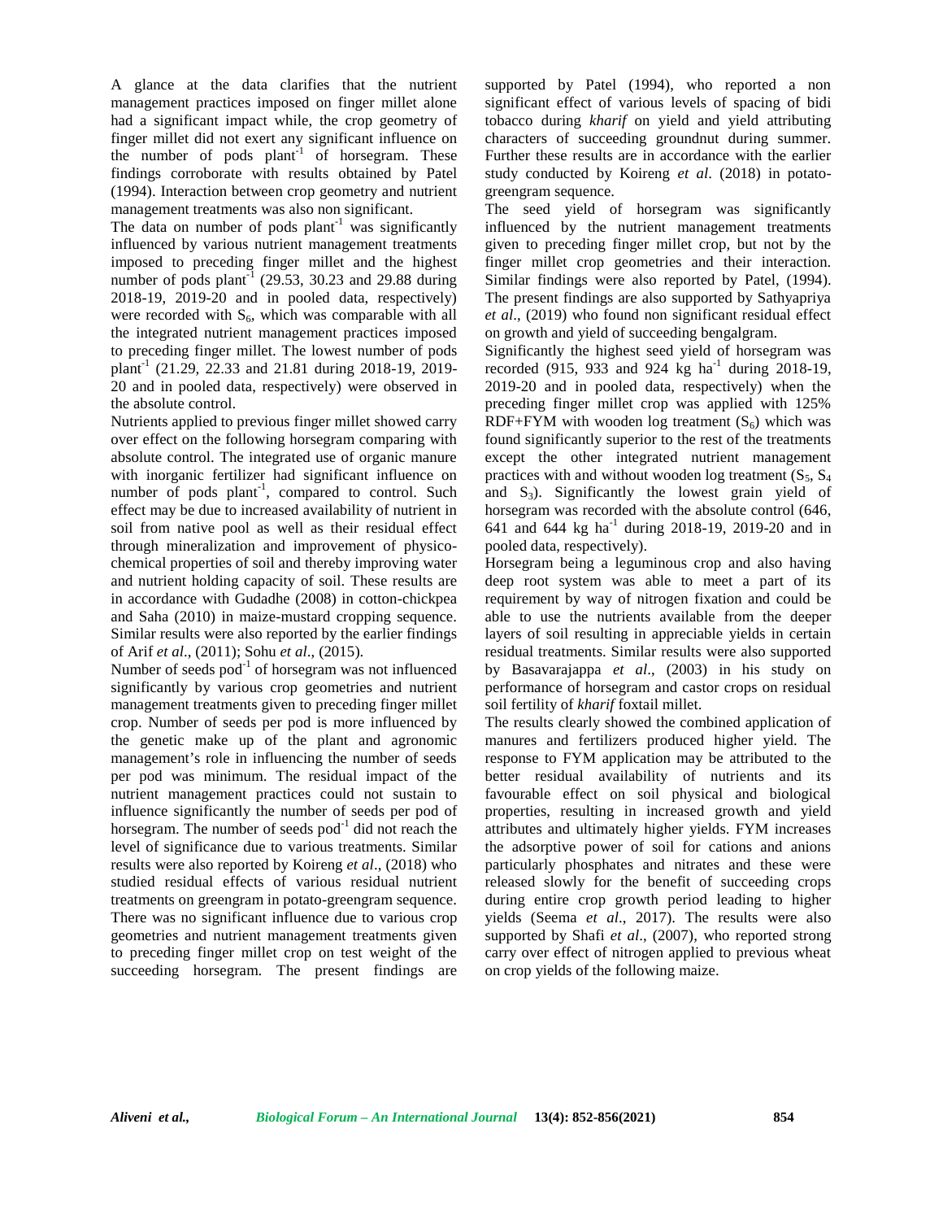A glance at the data clarifies that the nutrient management practices imposed on finger millet alone had a significant impact while, the crop geometry of finger millet did not exert any significant influence on the number of pods plant$^{-1}$ of horsegram. These findings corroborate with results obtained by Patel (1994). Interaction between crop geometry and nutrient management treatments was also non significant.

The data on number of pods plant$^{-1}$ was significantly influenced by various nutrient management treatments imposed to preceding finger millet and the highest number of pods plant$^{-1}$ (29.53, 30.23 and 29.88 during 2018-19, 2019-20 and in pooled data, respectively) were recorded with $S_6$, which was comparable with all the integrated nutrient management practices imposed to preceding finger millet. The lowest number of pods plant$^{-1}$ (21.29, 22.33 and 21.81 during 2018-19, 2019-20 and in pooled data, respectively) were observed in the absolute control.

Nutrients applied to previous finger millet showed carry over effect on the following horsegram comparing with absolute control. The integrated use of organic manure with inorganic fertilizer had significant influence on number of pods plant$^{-1}$, compared to control. Such effect may be due to increased availability of nutrient in soil from native pool as well as their residual effect through mineralization and improvement of physico-chemical properties of soil and thereby improving water and nutrient holding capacity of soil. These results are in accordance with Gudadhe (2008) in cotton-chickpea and Saha (2010) in maize-mustard cropping sequence. Similar results were also reported by the earlier findings of Arif *et al*., (2011); Sohu *et al*., (2015).

Number of seeds pod$^{-1}$ of horsegram was not influenced significantly by various crop geometries and nutrient management treatments given to preceding finger millet crop. Number of seeds per pod is more influenced by the genetic make up of the plant and agronomic management's role in influencing the number of seeds per pod was minimum. The residual impact of the nutrient management practices could not sustain to influence significantly the number of seeds per pod of horsegram. The number of seeds pod$^{-1}$ did not reach the level of significance due to various treatments. Similar results were also reported by Koireng *et al*., (2018) who studied residual effects of various residual nutrient treatments on greengram in potato-greengram sequence.

There was no significant influence due to various crop geometries and nutrient management treatments given to preceding finger millet crop on test weight of the succeeding horsegram. The present findings are supported by Patel (1994), who reported a non significant effect of various levels of spacing of bidi tobacco during *kharif* on yield and yield attributing characters of succeeding groundnut during summer. Further these results are in accordance with the earlier study conducted by Koireng *et al*. (2018) in potato-greengram sequence.

The seed yield of horsegram was significantly influenced by the nutrient management treatments given to preceding finger millet crop, but not by the finger millet crop geometries and their interaction. Similar findings were also reported by Patel, (1994). The present findings are also supported by Sathyapriya *et al*., (2019) who found non significant residual effect on growth and yield of succeeding bengalgram.

Significantly the highest seed yield of horsegram was recorded (915, 933 and 924 kg ha$^{-1}$ during 2018-19, 2019-20 and in pooled data, respectively) when the preceding finger millet crop was applied with 125% RDF+FYM with wooden log treatment ($S_6$) which was found significantly superior to the rest of the treatments except the other integrated nutrient management practices with and without wooden log treatment ($S_5$, $S_4$ and $S_3$). Significantly the lowest grain yield of horsegram was recorded with the absolute control (646, 641 and 644 kg ha$^{-1}$ during 2018-19, 2019-20 and in pooled data, respectively).

Horsegram being a leguminous crop and also having deep root system was able to meet a part of its requirement by way of nitrogen fixation and could be able to use the nutrients available from the deeper layers of soil resulting in appreciable yields in certain residual treatments. Similar results were also supported by Basavarajappa *et al*., (2003) in his study on performance of horsegram and castor crops on residual soil fertility of *kharif* foxtail millet.

The results clearly showed the combined application of manures and fertilizers produced higher yield. The response to FYM application may be attributed to the better residual availability of nutrients and its favourable effect on soil physical and biological properties, resulting in increased growth and yield attributes and ultimately higher yields. FYM increases the adsorptive power of soil for cations and anions particularly phosphates and nitrates and these were released slowly for the benefit of succeeding crops during entire crop growth period leading to higher yields (Seema *et al*., 2017). The results were also supported by Shafi *et al*., (2007), who reported strong carry over effect of nitrogen applied to previous wheat on crop yields of the following maize.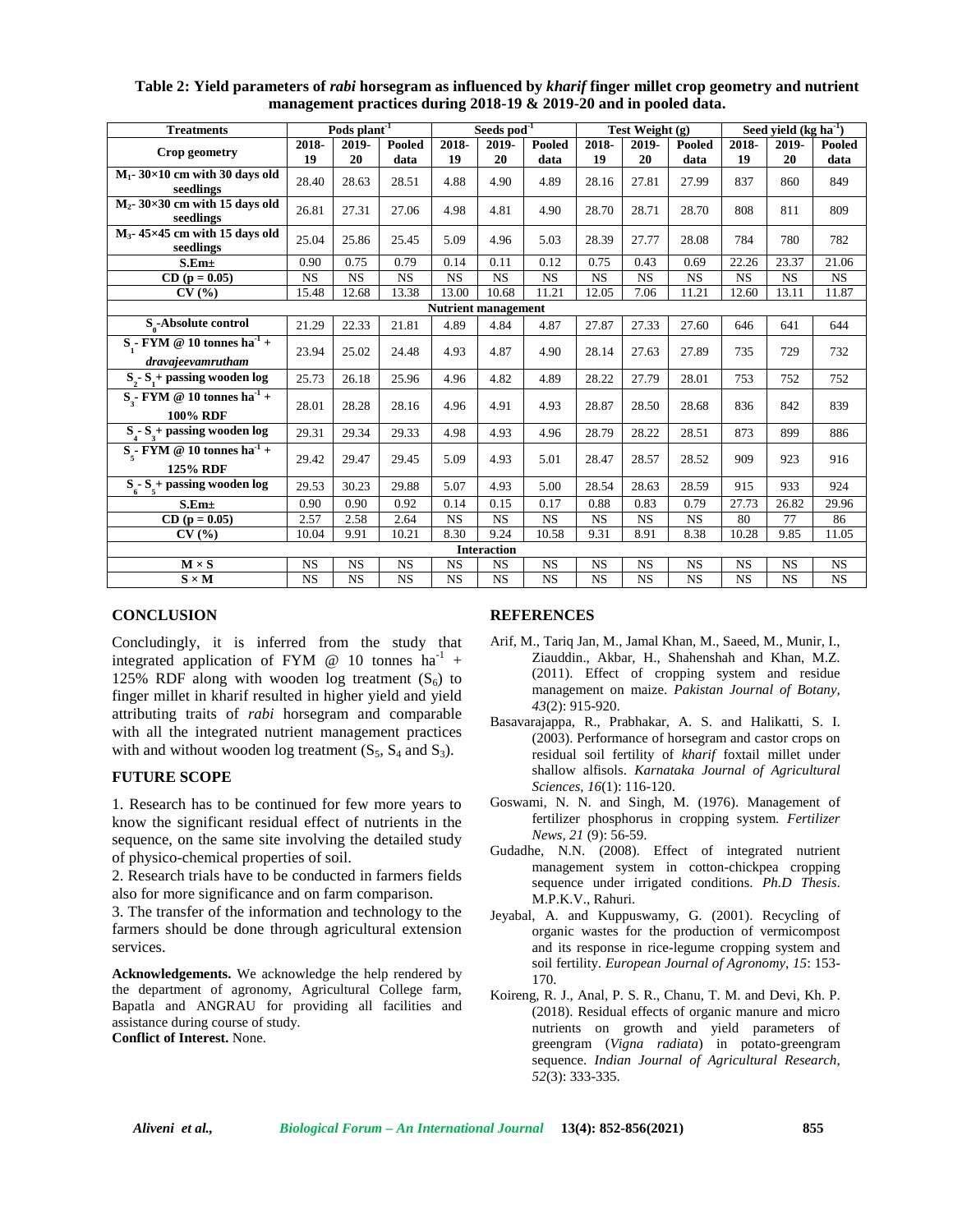**Table 2: Yield parameters of *rabi* horsegram as influenced by *kharif* finger millet crop geometry and nutrient management practices during 2018-19 & 2019-20 and in pooled data.**

| Treatments | Pods $plant^{-1}$ | | | Seeds $pod^{-1}$ | | | Test Weight (g) | | | Seed yield (kg $ha^{-1}$) | | |
|---|---|---|---|---|---|---|---|---|---|---|---|---|
| Crop geometry | 2018-19 | 2019-20 | Pooled data | 2018-19 | 2019-20 | Pooled data | 2018-19 | 2019-20 | Pooled data | 2018-19 | 2019-20 | Pooled data |
| $M_1$- 30×10 cm with 30 days old seedlings | 28.40 | 28.63 | 28.51 | 4.88 | 4.90 | 4.89 | 28.16 | 27.81 | 27.99 | 837 | 860 | 849 |
| $M_2$- 30×30 cm with 15 days old seedlings | 26.81 | 27.31 | 27.06 | 4.98 | 4.81 | 4.90 | 28.70 | 28.71 | 28.70 | 808 | 811 | 809 |
| $M_3$- 45×45 cm with 15 days old seedlings | 25.04 | 25.86 | 25.45 | 5.09 | 4.96 | 5.03 | 28.39 | 27.77 | 28.08 | 784 | 780 | 782 |
| S.Em± | 0.90 | 0.75 | 0.79 | 0.14 | 0.11 | 0.12 | 0.75 | 0.43 | 0.69 | 22.26 | 23.37 | 21.06 |
| CD (p = 0.05) | NS | NS | NS | NS | NS | NS | NS | NS | NS | NS | NS | NS |
| CV (%) | 15.48 | 12.68 | 13.38 | 13.00 | 10.68 | 11.21 | 12.05 | 7.06 | 11.21 | 12.60 | 13.11 | 11.87 |
| **Nutrient management** | | | | | | | | | | | | |
| $S_0$-Absolute control | 21.29 | 22.33 | 21.81 | 4.89 | 4.84 | 4.87 | 27.87 | 27.33 | 27.60 | 646 | 641 | 644 |
| $S_1$- FYM @ 10 tonnes $ha^{-1}$ + *dravajeevamrutham* | 23.94 | 25.02 | 24.48 | 4.93 | 4.87 | 4.90 | 28.14 | 27.63 | 27.89 | 735 | 729 | 732 |
| $S_2$- $S_1$ + passing wooden log | 25.73 | 26.18 | 25.96 | 4.96 | 4.82 | 4.89 | 28.22 | 27.79 | 28.01 | 753 | 752 | 752 |
| $S_3$- FYM @ 10 tonnes $ha^{-1}$ + 100% RDF | 28.01 | 28.28 | 28.16 | 4.96 | 4.91 | 4.93 | 28.87 | 28.50 | 28.68 | 836 | 842 | 839 |
| $S_4$- $S_3$ + passing wooden log | 29.31 | 29.34 | 29.33 | 4.98 | 4.93 | 4.96 | 28.79 | 28.22 | 28.51 | 873 | 899 | 886 |
| $S_5$- FYM @ 10 tonnes $ha^{-1}$ + 125% RDF | 29.42 | 29.47 | 29.45 | 5.09 | 4.93 | 5.01 | 28.47 | 28.57 | 28.52 | 909 | 923 | 916 |
| $S_6$- $S_5$ + passing wooden log | 29.53 | 30.23 | 29.88 | 5.07 | 4.93 | 5.00 | 28.54 | 28.63 | 28.59 | 915 | 933 | 924 |
| S.Em± | 0.90 | 0.90 | 0.92 | 0.14 | 0.15 | 0.17 | 0.88 | 0.83 | 0.79 | 27.73 | 26.82 | 29.96 |
| CD (p = 0.05) | 2.57 | 2.58 | 2.64 | NS | NS | NS | NS | NS | NS | 80 | 77 | 86 |
| CV (%) | 10.04 | 9.91 | 10.21 | 8.30 | 9.24 | 10.58 | 9.31 | 8.91 | 8.38 | 10.28 | 9.85 | 11.05 |
| **Interaction** | | | | | | | | | | | | |
| M × S | NS | NS | NS | NS | NS | NS | NS | NS | NS | NS | NS | NS |
| S × M | NS | NS | NS | NS | NS | NS | NS | NS | NS | NS | NS | NS |

## CONCLUSION

Concludingly, it is inferred from the study that integrated application of FYM @ 10 tonnes $ha^{-1}$ + 125% RDF along with wooden log treatment ($S_6$) to finger millet in kharif resulted in higher yield and yield attributing traits of *rabi* horsegram and comparable with all the integrated nutrient management practices with and without wooden log treatment ($S_5$, $S_4$ and $S_3$).

## FUTURE SCOPE

1. Research has to be continued for few more years to know the significant residual effect of nutrients in the sequence, on the same site involving the detailed study of physico-chemical properties of soil.

2. Research trials have to be conducted in farmers fields also for more significance and on farm comparison.

3. The transfer of the information and technology to the farmers should be done through agricultural extension services.

**Acknowledgements.** We acknowledge the help rendered by the department of agronomy, Agricultural College farm, Bapatla and ANGRAU for providing all facilities and assistance during course of study.

**Conflict of Interest.** None.

## REFERENCES

Arif, M., Tariq Jan, M., Jamal Khan, M., Saeed, M., Munir, I., Ziauddin., Akbar, H., Shahenshah and Khan, M.Z. (2011). Effect of cropping system and residue management on maize. *Pakistan Journal of Botany, 43*(2): 915-920.

Basavarajappa, R., Prabhakar, A. S. and Halikatti, S. I. (2003). Performance of horsegram and castor crops on residual soil fertility of *kharif* foxtail millet under shallow alfisols. *Karnataka Journal of Agricultural Sciences*, *16*(1): 116-120.

Goswami, N. N. and Singh, M. (1976). Management of fertilizer phosphorus in cropping system. *Fertilizer News, 21* (9): 56-59.

Gudadhe, N.N. (2008). Effect of integrated nutrient management system in cotton-chickpea cropping sequence under irrigated conditions. *Ph.D Thesis*. M.P.K.V., Rahuri.

Jeyabal, A. and Kuppuswamy, G. (2001). Recycling of organic wastes for the production of vermicompost and its response in rice-legume cropping system and soil fertility. *European Journal of Agronomy*, *15*: 153-170.

Koireng, R. J., Anal, P. S. R., Chanu, T. M. and Devi, Kh. P. (2018). Residual effects of organic manure and micro nutrients on growth and yield parameters of greengram (*Vigna radiata*) in potato-greengram sequence. *Indian Journal of Agricultural Research, 52*(3): 333-335.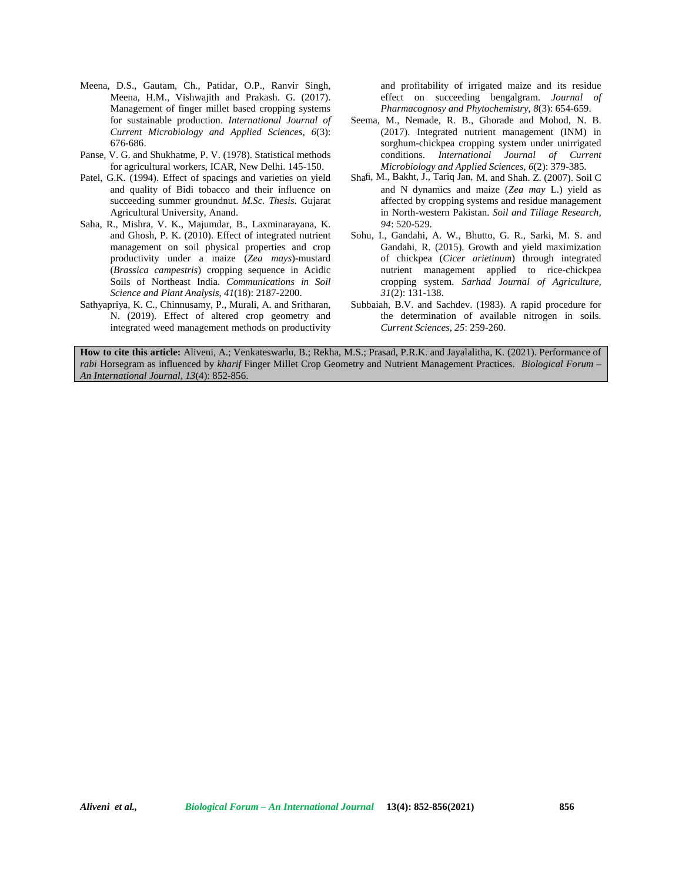Meena, D.S., Gautam, Ch., Patidar, O.P., Ranvir Singh, Meena, H.M., Vishwajith and Prakash. G. (2017). Management of finger millet based cropping systems for sustainable production. *International Journal of Current Microbiology and Applied Sciences*, *6*(3): 676-686.

Panse, V. G. and Shukhatme, P. V. (1978). Statistical methods for agricultural workers, ICAR, New Delhi. 145-150.

Patel, G.K. (1994). Effect of spacings and varieties on yield and quality of Bidi tobacco and their influence on succeeding summer groundnut. *M.Sc. Thesis*. Gujarat Agricultural University, Anand.

Saha, R., Mishra, V. K., Majumdar, B., Laxminarayana, K. and Ghosh, P. K. (2010). Effect of integrated nutrient management on soil physical properties and crop productivity under a maize (*Zea mays*)-mustard (*Brassica campestris*) cropping sequence in Acidic Soils of Northeast India. *Communications in Soil Science and Plant Analysis*, *41*(18): 2187-2200.

Sathyapriya, K. C., Chinnusamy, P., Murali, A. and Sritharan, N. (2019). Effect of altered crop geometry and integrated weed management methods on productivity and profitability of irrigated maize and its residue effect on succeeding bengalgram. *Journal of Pharmacognosy and Phytochemistry*, *8*(3): 654-659.

Seema, M., Nemade, R. B., Ghorade and Mohod, N. B. (2017). Integrated nutrient management (INM) in sorghum-chickpea cropping system under unirrigated conditions. *International Journal of Current Microbiology and Applied Sciences*, *6*(2): 379-385.

Shafi, M., Bakht, J., Tariq Jan, M. and Shah. Z. (2007). Soil C and N dynamics and maize (*Zea may* L.) yield as affected by cropping systems and residue management in North-western Pakistan. *Soil and Tillage Research, 94*: 520-529.

Sohu, I., Gandahi, A. W., Bhutto, G. R., Sarki, M. S. and Gandahi, R. (2015). Growth and yield maximization of chickpea (*Cicer arietinum*) through integrated nutrient management applied to rice-chickpea cropping system. *Sarhad Journal of Agriculture, 31*(2): 131-138.

Subbaiah, B.V. and Sachdev. (1983). A rapid procedure for the determination of available nitrogen in soils. *Current Sciences, 25*: 259-260.

**How to cite this article:** Aliveni, A.; Venkateswarlu, B.; Rekha, M.S.; Prasad, P.R.K. and Jayalalitha, K. (2021). Performance of *rabi* Horsegram as influenced by *kharif* Finger Millet Crop Geometry and Nutrient Management Practices. *Biological Forum – An International Journal*, *13*(4): 852-856.